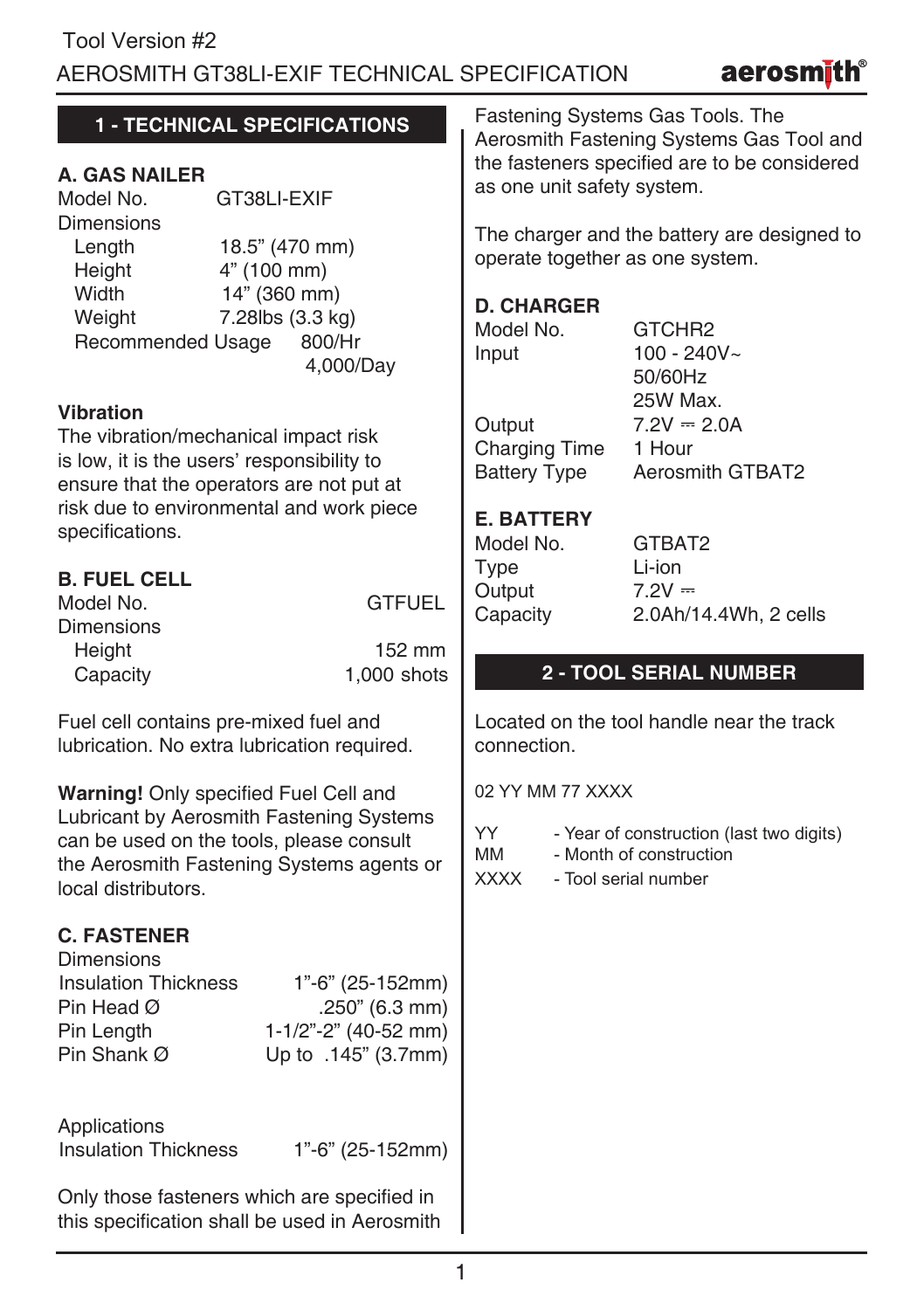Tool Version #2

# AEROSMITH GT38LI-EXIF TECHNICAL SPECIFICATION

## 1 - TECHNICAL SPECIFICATIONS

### A. GAS NAILER

| | |
|---|---|
| Model No. | GT38LI-EXIF |
| Dimensions | |
| Length | 18.5" (470 mm) |
| Height | 4" (100 mm) |
| Width | 14" (360 mm) |
| Weight | 7.28lbs (3.3 kg) |
| Recommended Usage | 800/Hr<br>4,000/Day |

**Vibration**

The vibration/mechanical impact risk is low, it is the users' responsibility to ensure that the operators are not put at risk due to environmental and work piece specifications.

### B. FUEL CELL

| | |
|---|---|
| Model No. | GTFUEL |
| Dimensions | |
| Height | 152 mm |
| Capacity | 1,000 shots |

Fuel cell contains pre-mixed fuel and lubrication. No extra lubrication required.

**Warning!** Only specified Fuel Cell and Lubricant by Aerosmith Fastening Systems can be used on the tools, please consult the Aerosmith Fastening Systems agents or local distributors.

### C. FASTENER

| | |
|---|---|
| Dimensions | |
| Insulation Thickness | 1"-6" (25-152mm) |
| Pin Head Ø | .250" (6.3 mm) |
| Pin Length | 1-1/2"-2" (40-52 mm) |
| Pin Shank Ø | Up to .145" (3.7mm) |

| | |
|---|---|
| Applications | |
| Insulation Thickness | 1"-6" (25-152mm) |

Only those fasteners which are specified in this specification shall be used in Aerosmith Fastening Systems Gas Tools. The Aerosmith Fastening Systems Gas Tool and the fasteners specified are to be considered as one unit safety system.

The charger and the battery are designed to operate together as one system.

### D. CHARGER

| | |
|---|---|
| Model No. | GTCHR2 |
| Input | 100 - 240V~<br>50/60Hz<br>25W Max. |
| Output | 7.2V ⎓ 2.0A |
| Charging Time | 1 Hour |
| Battery Type | Aerosmith GTBAT2 |

### E. BATTERY

| | |
|---|---|
| Model No. | GTBAT2 |
| Type | Li-ion |
| Output | 7.2V ⎓ |
| Capacity | 2.0Ah/14.4Wh, 2 cells |

## 2 - TOOL SERIAL NUMBER

Located on the tool handle near the track connection.

02 YY MM 77 XXXX

| | |
|---|---|
| YY | - Year of construction (last two digits) |
| MM | - Month of construction |
| XXXX | - Tool serial number |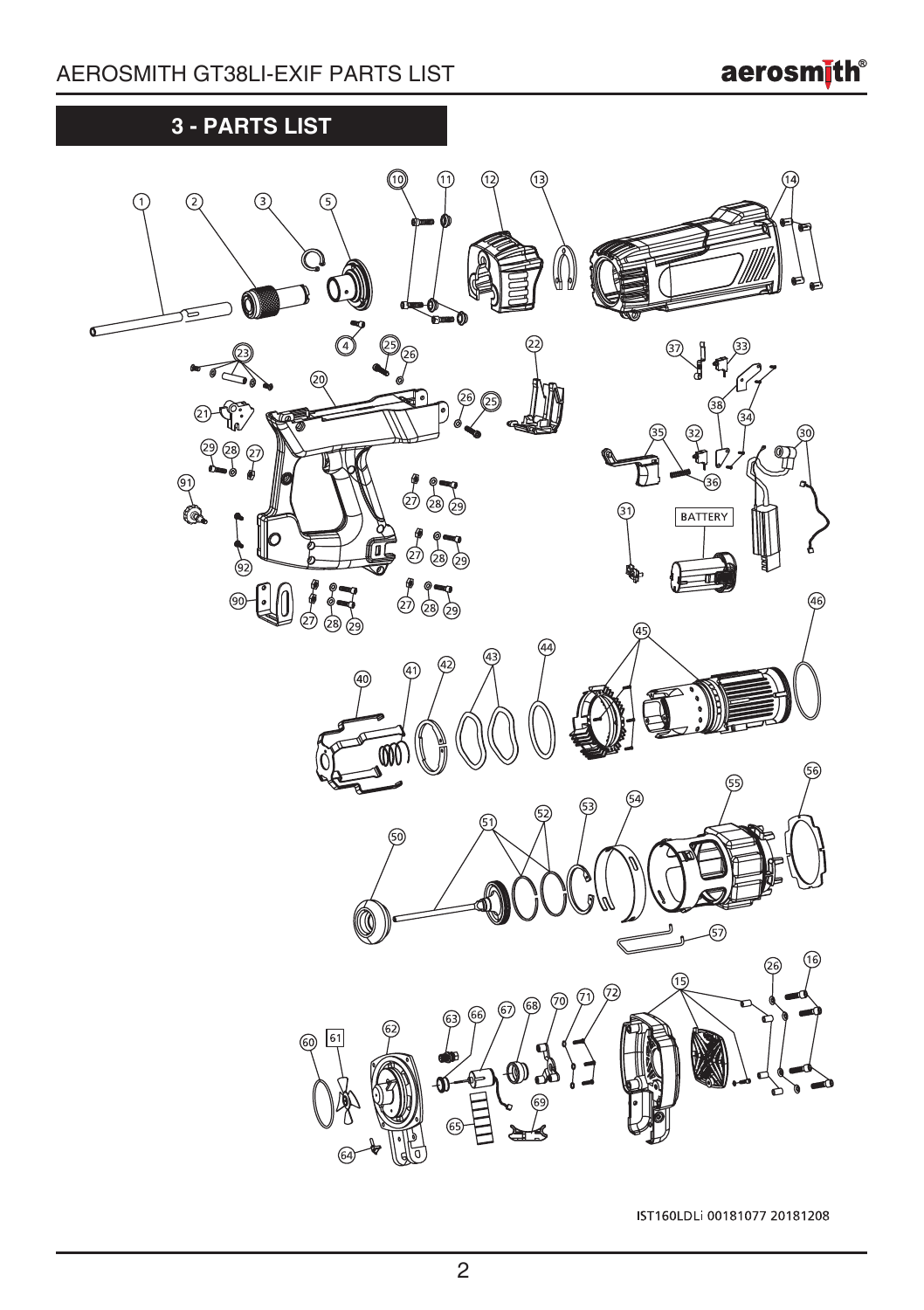## 3 - PARTS LIST

IST160LDLi 00181077 20181208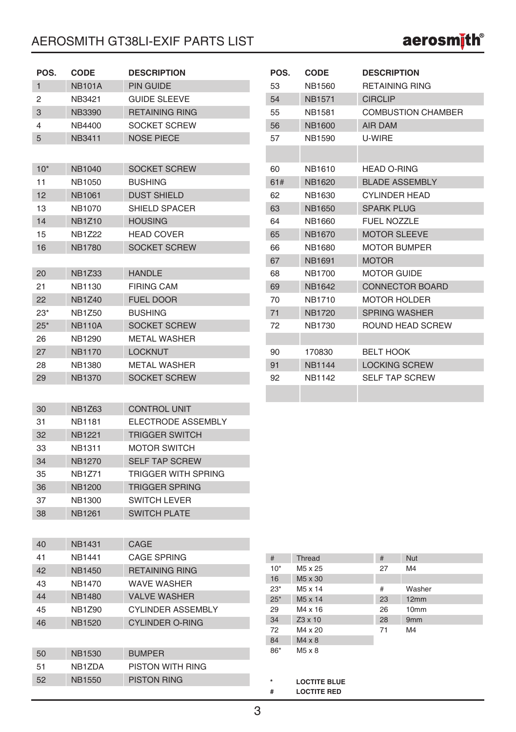# AEROSMITH GT38LI-EXIF PARTS LIST

| POS. | CODE | DESCRIPTION |
|---|---|---|
| 1 | NB101A | PIN GUIDE |
| 2 | NB3421 | GUIDE SLEEVE |
| 3 | NB3390 | RETAINING RING |
| 4 | NB4400 | SOCKET SCREW |
| 5 | NB3411 | NOSE PIECE |
| | | |
| 10* | NB1040 | SOCKET SCREW |
| 11 | NB1050 | BUSHING |
| 12 | NB1061 | DUST SHIELD |
| 13 | NB1070 | SHIELD SPACER |
| 14 | NB1Z10 | HOUSING |
| 15 | NB1Z22 | HEAD COVER |
| 16 | NB1780 | SOCKET SCREW |
| | | |
| 20 | NB1Z33 | HANDLE |
| 21 | NB1130 | FIRING CAM |
| 22 | NB1Z40 | FUEL DOOR |
| 23* | NB1Z50 | BUSHING |
| 25* | NB110A | SOCKET SCREW |
| 26 | NB1290 | METAL WASHER |
| 27 | NB1170 | LOCKNUT |
| 28 | NB1380 | METAL WASHER |
| 29 | NB1370 | SOCKET SCREW |
| | | |
| 30 | NB1Z63 | CONTROL UNIT |
| 31 | NB1181 | ELECTRODE ASSEMBLY |
| 32 | NB1221 | TRIGGER SWITCH |
| 33 | NB1311 | MOTOR SWITCH |
| 34 | NB1270 | SELF TAP SCREW |
| 35 | NB1Z71 | TRIGGER WITH SPRING |
| 36 | NB1200 | TRIGGER SPRING |
| 37 | NB1300 | SWITCH LEVER |
| 38 | NB1261 | SWITCH PLATE |
| | | |
| 40 | NB1431 | CAGE |
| 41 | NB1441 | CAGE SPRING |
| 42 | NB1450 | RETAINING RING |
| 43 | NB1470 | WAVE WASHER |
| 44 | NB1480 | VALVE WASHER |
| 45 | NB1Z90 | CYLINDER ASSEMBLY |
| 46 | NB1520 | CYLINDER O-RING |
| | | |
| 50 | NB1530 | BUMPER |
| 51 | NB1ZDA | PISTON WITH RING |
| 52 | NB1550 | PISTON RING |
| 53 | NB1560 | RETAINING RING |
| 54 | NB1571 | CIRCLIP |
| 55 | NB1581 | COMBUSTION CHAMBER |
| 56 | NB1600 | AIR DAM |
| 57 | NB1590 | U-WIRE |
| | | |
| 60 | NB1610 | HEAD O-RING |
| 61# | NB1620 | BLADE ASSEMBLY |
| 62 | NB1630 | CYLINDER HEAD |
| 63 | NB1650 | SPARK PLUG |
| 64 | NB1660 | FUEL NOZZLE |
| 65 | NB1670 | MOTOR SLEEVE |
| 66 | NB1680 | MOTOR BUMPER |
| 67 | NB1691 | MOTOR |
| 68 | NB1700 | MOTOR GUIDE |
| 69 | NB1642 | CONNECTOR BOARD |
| 70 | NB1710 | MOTOR HOLDER |
| 71 | NB1720 | SPRING WASHER |
| 72 | NB1730 | ROUND HEAD SCREW |
| | | |
| 90 | 170830 | BELT HOOK |
| 91 | NB1144 | LOCKING SCREW |
| 92 | NB1142 | SELF TAP SCREW |

| # | Thread |
|---|---|
| 10* | M5 x 25 |
| 16 | M5 x 30 |
| 23* | M5 x 14 |
| 25* | M5 x 14 |
| 29 | M4 x 16 |
| 34 | Z3 x 10 |
| 72 | M4 x 20 |
| 84 | M4 x 8 |
| 86* | M5 x 8 |

| # | Nut |
|---|---|
| 27 | M4 |

| # | Washer |
|---|---|
| 23 | 12mm |
| 26 | 10mm |
| 28 | 9mm |
| 71 | M4 |

\* **LOCTITE BLUE**

\# **LOCTITE RED**